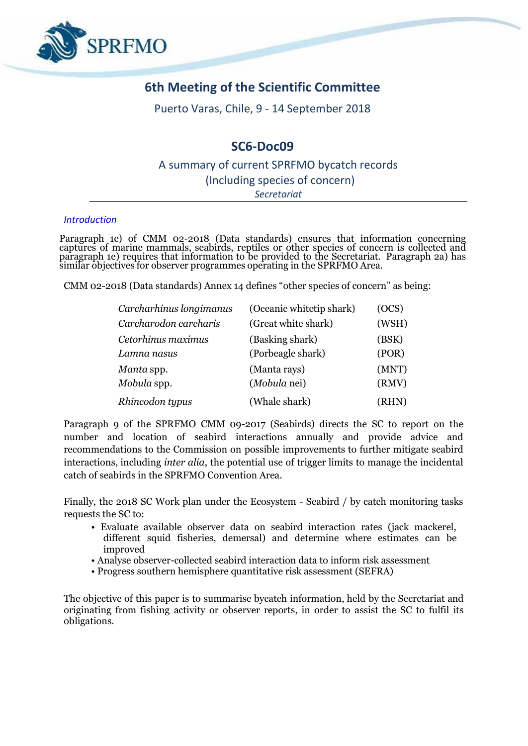# 6th Meeting of the Scientific Committee

Puerto Varas, Chile, 9 - 14 September 2018

## SC6-Doc09

A summary of current SPRFMO bycatch records
(Including species of concern)
*Secretariat*

### *Introduction*

Paragraph 1c) of CMM 02-2018 (Data standards) ensures that information concerning captures of marine mammals, seabirds, reptiles or other species of concern is collected and paragraph 1e) requires that information to be provided to the Secretariat. Paragraph 2a) has similar objectives for observer programmes operating in the SPRFMO Area.

CMM 02-2018 (Data standards) Annex 14 defines "other species of concern" as being:

| | | |
|---|---|---|
| *Carcharhinus longimanus* | (Oceanic whitetip shark) | (OCS) |
| *Carcharodon carcharis* | (Great white shark) | (WSH) |
| *Cetorhinus maximus* | (Basking shark) | (BSK) |
| *Lamna nasus* | (Porbeagle shark) | (POR) |
| *Manta* spp. | (Manta rays) | (MNT) |
| *Mobula* spp. | (*Mobula* nei) | (RMV) |
| *Rhincodon typus* | (Whale shark) | (RHN) |

Paragraph 9 of the SPRFMO CMM 09-2017 (Seabirds) directs the SC to report on the number and location of seabird interactions annually and provide advice and recommendations to the Commission on possible improvements to further mitigate seabird interactions, including *inter alia*, the potential use of trigger limits to manage the incidental catch of seabirds in the SPRFMO Convention Area.

Finally, the 2018 SC Work plan under the Ecosystem - Seabird / by catch monitoring tasks requests the SC to:

- Evaluate available observer data on seabird interaction rates (jack mackerel, different squid fisheries, demersal) and determine where estimates can be improved
- Analyse observer-collected seabird interaction data to inform risk assessment
- Progress southern hemisphere quantitative risk assessment (SEFRA)

The objective of this paper is to summarise bycatch information, held by the Secretariat and originating from fishing activity or observer reports, in order to assist the SC to fulfil its obligations.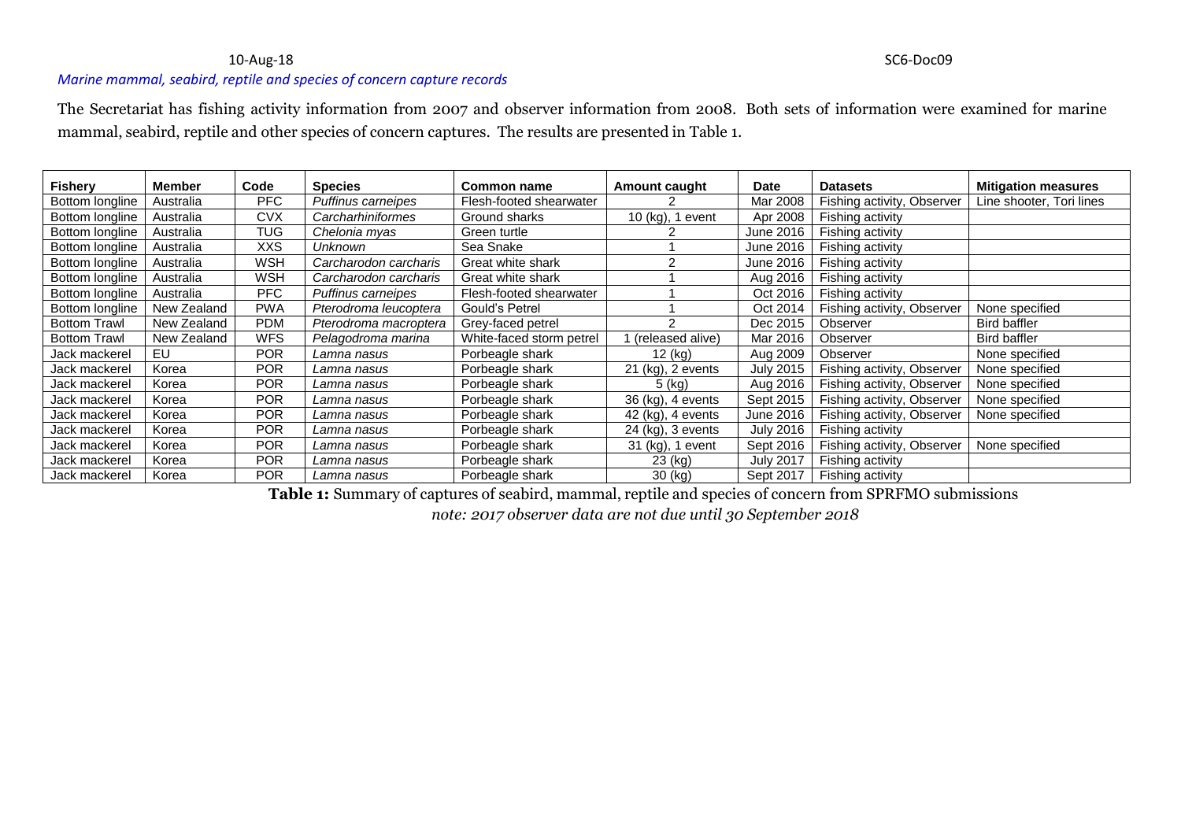*Marine mammal, seabird, reptile and species of concern capture records*

The Secretariat has fishing activity information from 2007 and observer information from 2008. Both sets of information were examined for marine mammal, seabird, reptile and other species of concern captures. The results are presented in Table 1.

| Fishery | Member | Code | Species | Common name | Amount caught | Date | Datasets | Mitigation measures |
|---|---|---|---|---|---|---|---|---|
| Bottom longline | Australia | PFC | *Puffinus carneipes* | Flesh-footed shearwater | 2 | Mar 2008 | Fishing activity, Observer | Line shooter, Tori lines |
| Bottom longline | Australia | CVX | *Carcharhiniformes* | Ground sharks | 10 (kg), 1 event | Apr 2008 | Fishing activity | |
| Bottom longline | Australia | TUG | *Chelonia myas* | Green turtle | 2 | June 2016 | Fishing activity | |
| Bottom longline | Australia | XXS | *Unknown* | Sea Snake | 1 | June 2016 | Fishing activity | |
| Bottom longline | Australia | WSH | *Carcharodon carcharis* | Great white shark | 2 | June 2016 | Fishing activity | |
| Bottom longline | Australia | WSH | *Carcharodon carcharis* | Great white shark | 1 | Aug 2016 | Fishing activity | |
| Bottom longline | Australia | PFC | *Puffinus carneipes* | Flesh-footed shearwater | 1 | Oct 2016 | Fishing activity | |
| Bottom longline | New Zealand | PWA | *Pterodroma leucoptera* | Gould's Petrel | 1 | Oct 2014 | Fishing activity, Observer | None specified |
| Bottom Trawl | New Zealand | PDM | *Pterodroma macroptera* | Grey-faced petrel | 2 | Dec 2015 | Observer | Bird baffler |
| Bottom Trawl | New Zealand | WFS | *Pelagodroma marina* | White-faced storm petrel | 1 (released alive) | Mar 2016 | Observer | Bird baffler |
| Jack mackerel | EU | POR | *Lamna nasus* | Porbeagle shark | 12 (kg) | Aug 2009 | Observer | None specified |
| Jack mackerel | Korea | POR | *Lamna nasus* | Porbeagle shark | 21 (kg), 2 events | July 2015 | Fishing activity, Observer | None specified |
| Jack mackerel | Korea | POR | *Lamna nasus* | Porbeagle shark | 5 (kg) | Aug 2016 | Fishing activity, Observer | None specified |
| Jack mackerel | Korea | POR | *Lamna nasus* | Porbeagle shark | 36 (kg), 4 events | Sept 2015 | Fishing activity, Observer | None specified |
| Jack mackerel | Korea | POR | *Lamna nasus* | Porbeagle shark | 42 (kg), 4 events | June 2016 | Fishing activity, Observer | None specified |
| Jack mackerel | Korea | POR | *Lamna nasus* | Porbeagle shark | 24 (kg), 3 events | July 2016 | Fishing activity | |
| Jack mackerel | Korea | POR | *Lamna nasus* | Porbeagle shark | 31 (kg), 1 event | Sept 2016 | Fishing activity, Observer | None specified |
| Jack mackerel | Korea | POR | *Lamna nasus* | Porbeagle shark | 23 (kg) | July 2017 | Fishing activity | |
| Jack mackerel | Korea | POR | *Lamna nasus* | Porbeagle shark | 30 (kg) | Sept 2017 | Fishing activity | |

**Table 1:** Summary of captures of seabird, mammal, reptile and species of concern from SPRFMO submissions

*note: 2017 observer data are not due until 30 September 2018*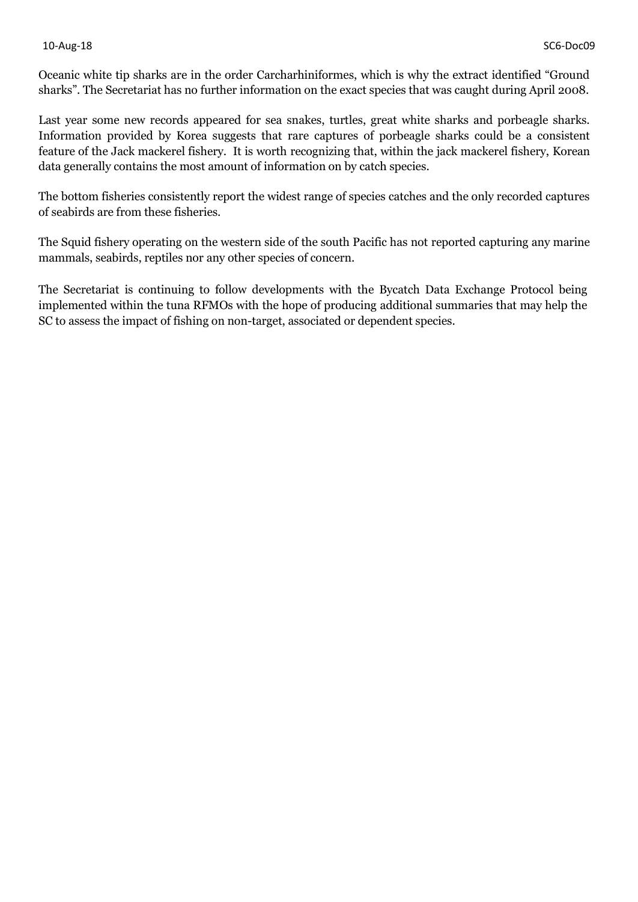Oceanic white tip sharks are in the order Carcharhiniformes, which is why the extract identified "Ground sharks". The Secretariat has no further information on the exact species that was caught during April 2008.

Last year some new records appeared for sea snakes, turtles, great white sharks and porbeagle sharks. Information provided by Korea suggests that rare captures of porbeagle sharks could be a consistent feature of the Jack mackerel fishery. It is worth recognizing that, within the jack mackerel fishery, Korean data generally contains the most amount of information on by catch species.

The bottom fisheries consistently report the widest range of species catches and the only recorded captures of seabirds are from these fisheries.

The Squid fishery operating on the western side of the south Pacific has not reported capturing any marine mammals, seabirds, reptiles nor any other species of concern.

The Secretariat is continuing to follow developments with the Bycatch Data Exchange Protocol being implemented within the tuna RFMOs with the hope of producing additional summaries that may help the SC to assess the impact of fishing on non-target, associated or dependent species.